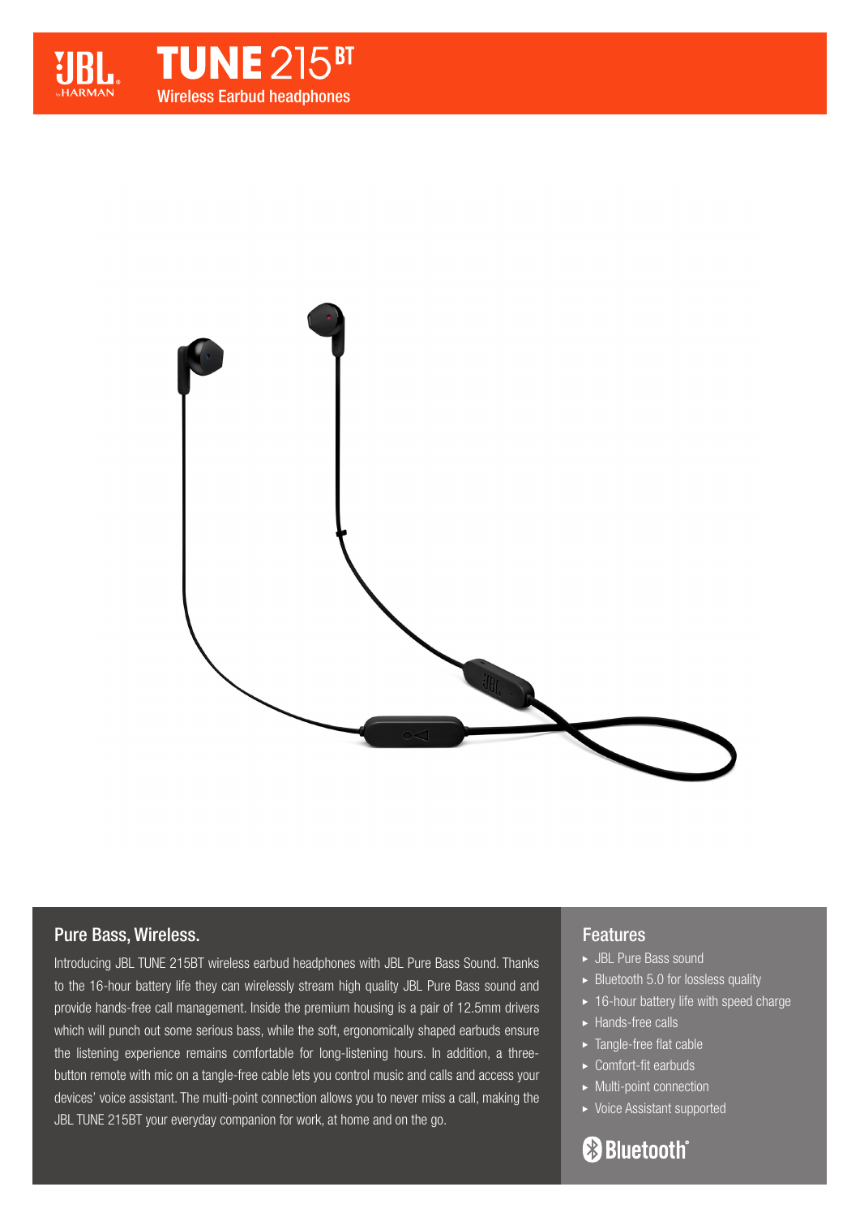# TUNE 215BT

Wireless Earbud headphones

## Pure Bass, Wireless.

Introducing JBL TUNE 215BT wireless earbud headphones with JBL Pure Bass Sound. Thanks to the 16-hour battery life they can wirelessly stream high quality JBL Pure Bass sound and provide hands-free call management. Inside the premium housing is a pair of 12.5mm drivers which will punch out some serious bass, while the soft, ergonomically shaped earbuds ensure the listening experience remains comfortable for long-listening hours. In addition, a three-button remote with mic on a tangle-free cable lets you control music and calls and access your devices' voice assistant. The multi-point connection allows you to never miss a call, making the JBL TUNE 215BT your everyday companion for work, at home and on the go.

## Features

- JBL Pure Bass sound
- Bluetooth 5.0 for lossless quality
- 16-hour battery life with speed charge
- Hands-free calls
- Tangle-free flat cable
- Comfort-fit earbuds
- Multi-point connection
- Voice Assistant supported

Bluetooth®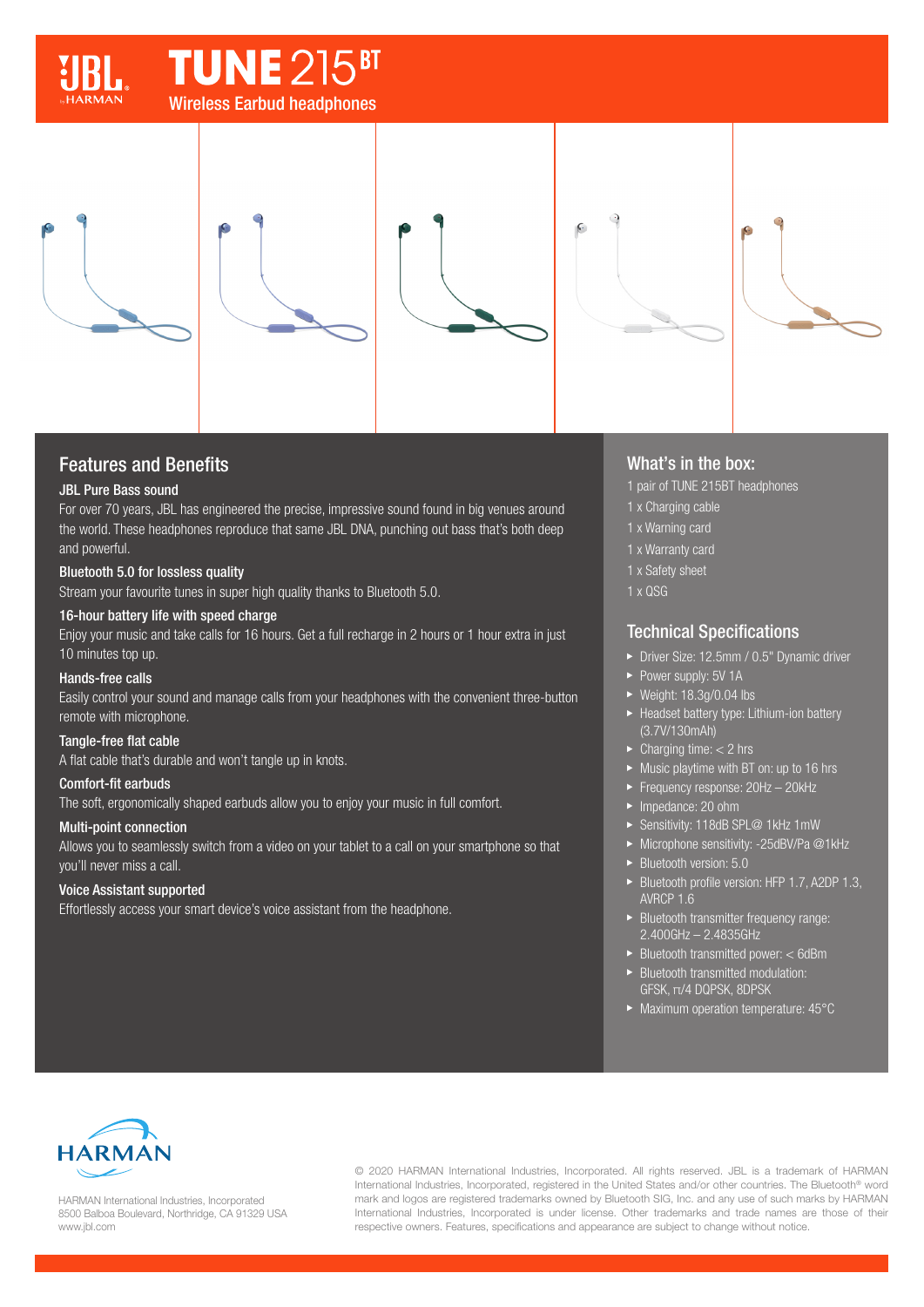# JBL TUNE 215BT

Wireless Earbud headphones

## Features and Benefits

### JBL Pure Bass sound

For over 70 years, JBL has engineered the precise, impressive sound found in big venues around the world. These headphones reproduce that same JBL DNA, punching out bass that's both deep and powerful.

### Bluetooth 5.0 for lossless quality

Stream your favourite tunes in super high quality thanks to Bluetooth 5.0.

### 16-hour battery life with speed charge

Enjoy your music and take calls for 16 hours. Get a full recharge in 2 hours or 1 hour extra in just 10 minutes top up.

### Hands-free calls

Easily control your sound and manage calls from your headphones with the convenient three-button remote with microphone.

### Tangle-free flat cable

A flat cable that's durable and won't tangle up in knots.

### Comfort-fit earbuds

The soft, ergonomically shaped earbuds allow you to enjoy your music in full comfort.

### Multi-point connection

Allows you to seamlessly switch from a video on your tablet to a call on your smartphone so that you'll never miss a call.

### Voice Assistant supported

Effortlessly access your smart device's voice assistant from the headphone.

## What's in the box:

1 pair of TUNE 215BT headphones
1 x Charging cable
1 x Warning card
1 x Warranty card
1 x Safety sheet
1 x QSG

## Technical Specifications

- Driver Size: 12.5mm / 0.5" Dynamic driver
- Power supply: 5V 1A
- Weight: 18.3g/0.04 lbs
- Headset battery type: Lithium-ion battery (3.7V/130mAh)
- Charging time: < 2 hrs
- Music playtime with BT on: up to 16 hrs
- Frequency response: 20Hz – 20kHz
- Impedance: 20 ohm
- Sensitivity: 118dB SPL@ 1kHz 1mW
- Microphone sensitivity: -25dBV/Pa @1kHz
- Bluetooth version: 5.0
- Bluetooth profile version: HFP 1.7, A2DP 1.3, AVRCP 1.6
- Bluetooth transmitter frequency range: 2.400GHz – 2.4835GHz
- Bluetooth transmitted power: < 6dBm
- Bluetooth transmitted modulation: GFSK, π/4 DQPSK, 8DPSK
- Maximum operation temperature: 45°C

HARMAN International Industries, Incorporated
8500 Balboa Boulevard, Northridge, CA 91329 USA
www.jbl.com

© 2020 HARMAN International Industries, Incorporated. All rights reserved. JBL is a trademark of HARMAN International Industries, Incorporated, registered in the United States and/or other countries. The Bluetooth® word mark and logos are registered trademarks owned by Bluetooth SIG, Inc. and any use of such marks by HARMAN International Industries, Incorporated is under license. Other trademarks and trade names are those of their respective owners. Features, specifications and appearance are subject to change without notice.